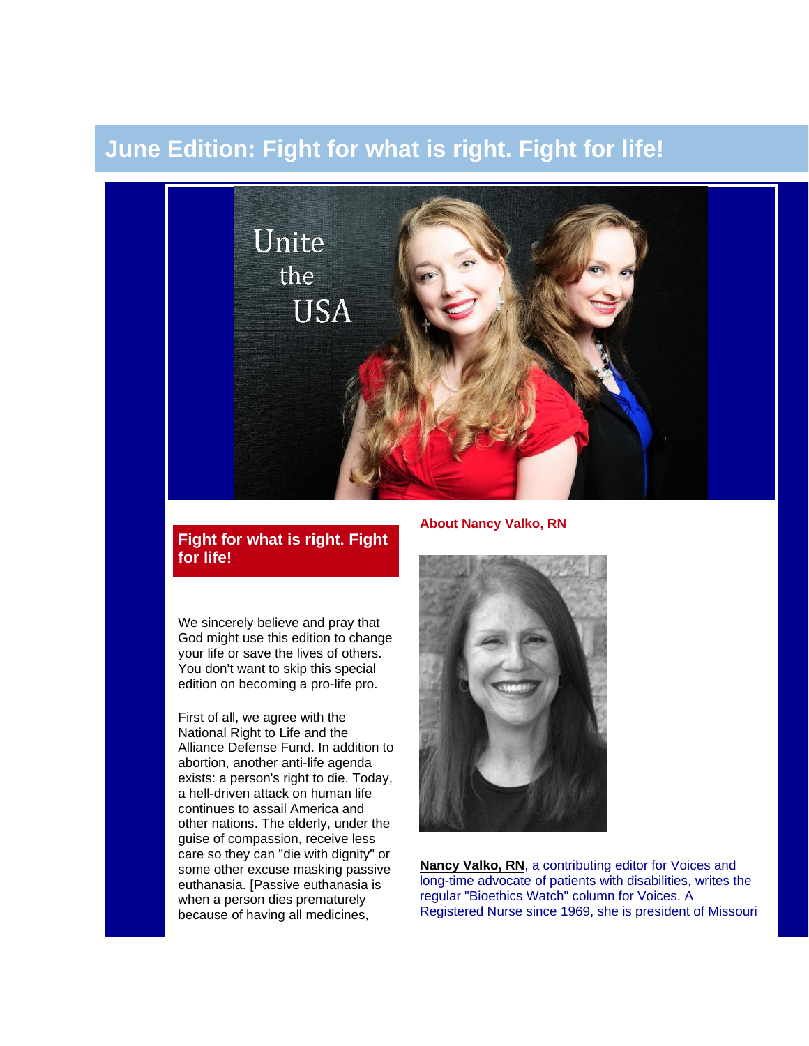# June Edition: Fight for what is right. Fight for life!

Unite the USA

## Fight for what is right. Fight for life!

We sincerely believe and pray that God might use this edition to change your life or save the lives of others. You don't want to skip this special edition on becoming a pro-life pro.

First of all, we agree with the National Right to Life and the Alliance Defense Fund. In addition to abortion, another anti-life agenda exists: a person's right to die. Today, a hell-driven attack on human life continues to assail America and other nations. The elderly, under the guise of compassion, receive less care so they can "die with dignity" or some other excuse masking passive euthanasia. [Passive euthanasia is when a person dies prematurely because of having all medicines,

### About Nancy Valko, RN

**Nancy Valko, RN**, a contributing editor for Voices and long-time advocate of patients with disabilities, writes the regular "Bioethics Watch" column for Voices. A Registered Nurse since 1969, she is president of Missouri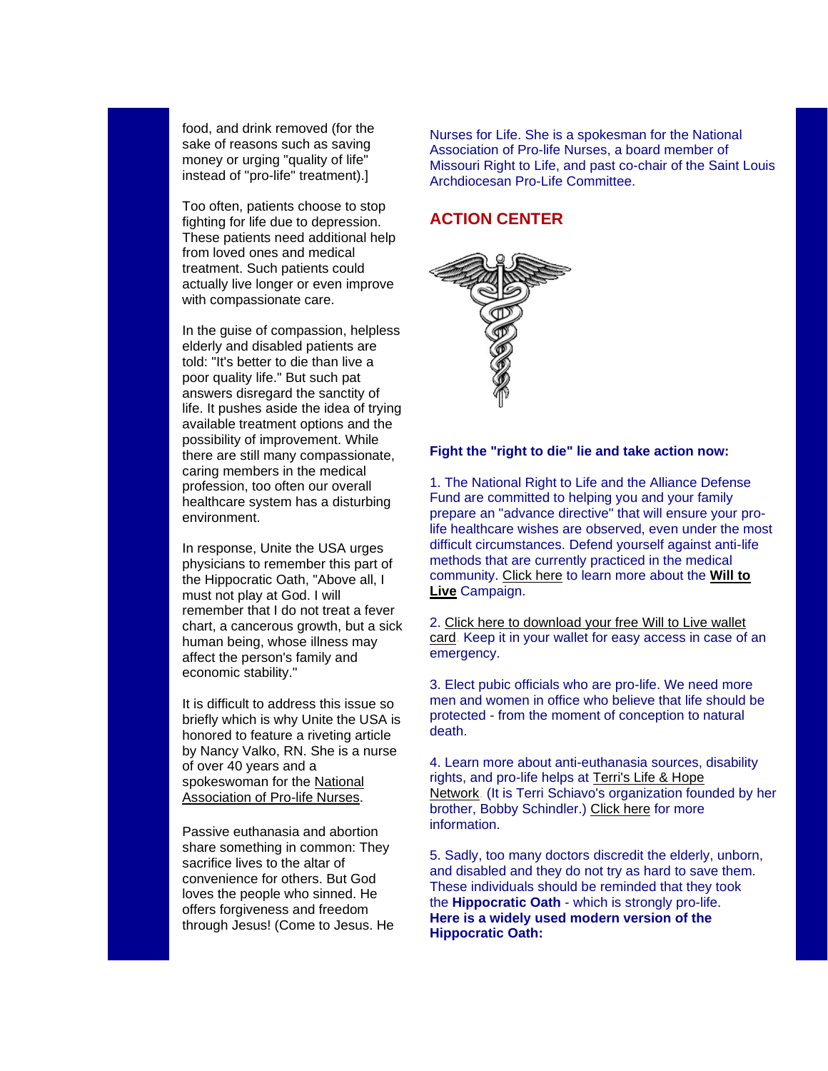food, and drink removed (for the sake of reasons such as saving money or urging "quality of life" instead of "pro-life" treatment).]

Too often, patients choose to stop fighting for life due to depression. These patients need additional help from loved ones and medical treatment. Such patients could actually live longer or even improve with compassionate care.

In the guise of compassion, helpless elderly and disabled patients are told: "It's better to die than live a poor quality life." But such pat answers disregard the sanctity of life. It pushes aside the idea of trying available treatment options and the possibility of improvement. While there are still many compassionate, caring members in the medical profession, too often our overall healthcare system has a disturbing environment.

In response, Unite the USA urges physicians to remember this part of the Hippocratic Oath, "Above all, I must not play at God. I will remember that I do not treat a fever chart, a cancerous growth, but a sick human being, whose illness may affect the person's family and economic stability."

It is difficult to address this issue so briefly which is why Unite the USA is honored to feature a riveting article by Nancy Valko, RN. She is a nurse of over 40 years and a spokeswoman for the National Association of Pro-life Nurses.

Passive euthanasia and abortion share something in common: They sacrifice lives to the altar of convenience for others. But God loves the people who sinned. He offers forgiveness and freedom through Jesus! (Come to Jesus. He

Nurses for Life. She is a spokesman for the National Association of Pro-life Nurses, a board member of Missouri Right to Life, and past co-chair of the Saint Louis Archdiocesan Pro-Life Committee.

## ACTION CENTER

**Fight the "right to die" lie and take action now:**

1. The National Right to Life and the Alliance Defense Fund are committed to helping you and your family prepare an "advance directive" that will ensure your pro-life healthcare wishes are observed, even under the most difficult circumstances. Defend yourself against anti-life methods that are currently practiced in the medical community. Click here to learn more about the **Will to Live** Campaign.

2. Click here to download your free Will to Live wallet card Keep it in your wallet for easy access in case of an emergency.

3. Elect pubic officials who are pro-life. We need more men and women in office who believe that life should be protected - from the moment of conception to natural death.

4. Learn more about anti-euthanasia sources, disability rights, and pro-life helps at Terri's Life & Hope Network (It is Terri Schiavo's organization founded by her brother, Bobby Schindler.) Click here for more information.

5. Sadly, too many doctors discredit the elderly, unborn, and disabled and they do not try as hard to save them. These individuals should be reminded that they took the **Hippocratic Oath** - which is strongly pro-life.
**Here is a widely used modern version of the Hippocratic Oath:**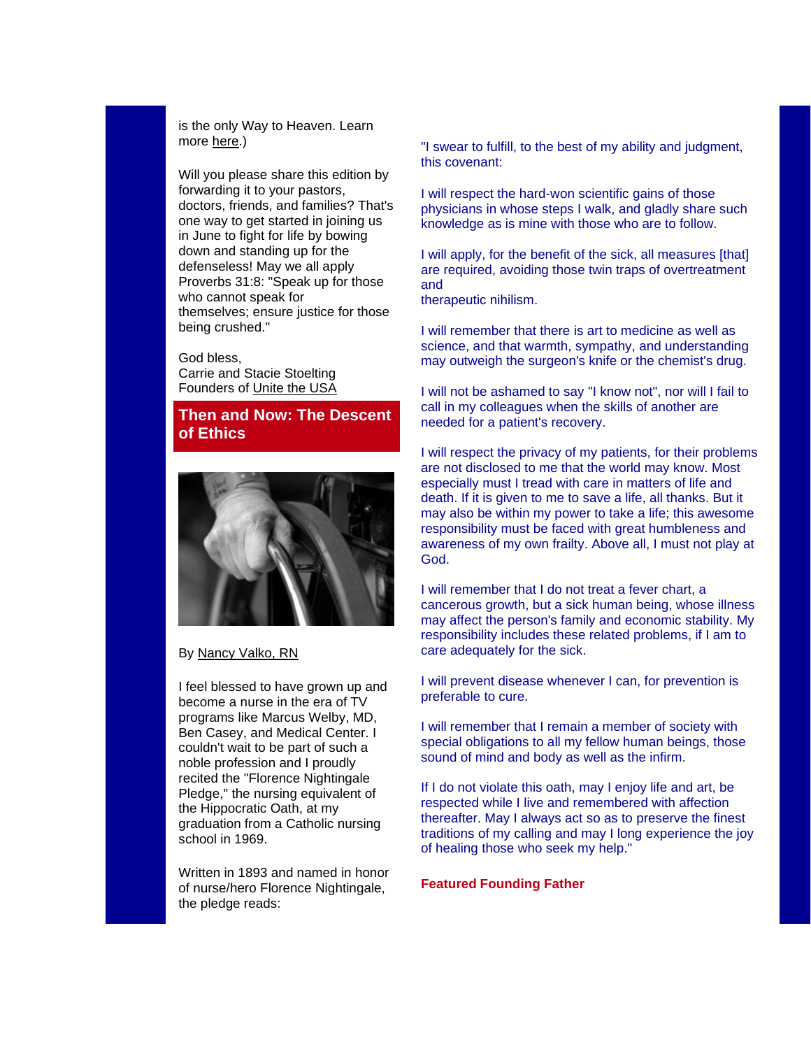is the only Way to Heaven. Learn more here.)

Will you please share this edition by forwarding it to your pastors, doctors, friends, and families? That's one way to get started in joining us in June to fight for life by bowing down and standing up for the defenseless! May we all apply Proverbs 31:8: "Speak up for those who cannot speak for themselves; ensure justice for those being crushed."

God bless,
Carrie and Stacie Stoelting
Founders of Unite the USA

## Then and Now: The Descent of Ethics

By Nancy Valko, RN

I feel blessed to have grown up and become a nurse in the era of TV programs like Marcus Welby, MD, Ben Casey, and Medical Center. I couldn't wait to be part of such a noble profession and I proudly recited the "Florence Nightingale Pledge," the nursing equivalent of the Hippocratic Oath, at my graduation from a Catholic nursing school in 1969.

Written in 1893 and named in honor of nurse/hero Florence Nightingale, the pledge reads:

"I swear to fulfill, to the best of my ability and judgment, this covenant:

I will respect the hard-won scientific gains of those physicians in whose steps I walk, and gladly share such knowledge as is mine with those who are to follow.

I will apply, for the benefit of the sick, all measures [that] are required, avoiding those twin traps of overtreatment and
therapeutic nihilism.

I will remember that there is art to medicine as well as science, and that warmth, sympathy, and understanding may outweigh the surgeon's knife or the chemist's drug.

I will not be ashamed to say "I know not", nor will I fail to call in my colleagues when the skills of another are needed for a patient's recovery.

I will respect the privacy of my patients, for their problems are not disclosed to me that the world may know. Most especially must I tread with care in matters of life and death. If it is given to me to save a life, all thanks. But it may also be within my power to take a life; this awesome responsibility must be faced with great humbleness and awareness of my own frailty. Above all, I must not play at God.

I will remember that I do not treat a fever chart, a cancerous growth, but a sick human being, whose illness may affect the person's family and economic stability. My responsibility includes these related problems, if I am to care adequately for the sick.

I will prevent disease whenever I can, for prevention is preferable to cure.

I will remember that I remain a member of society with special obligations to all my fellow human beings, those sound of mind and body as well as the infirm.

If I do not violate this oath, may I enjoy life and art, be respected while I live and remembered with affection thereafter. May I always act so as to preserve the finest traditions of my calling and may I long experience the joy of healing those who seek my help."

**Featured Founding Father**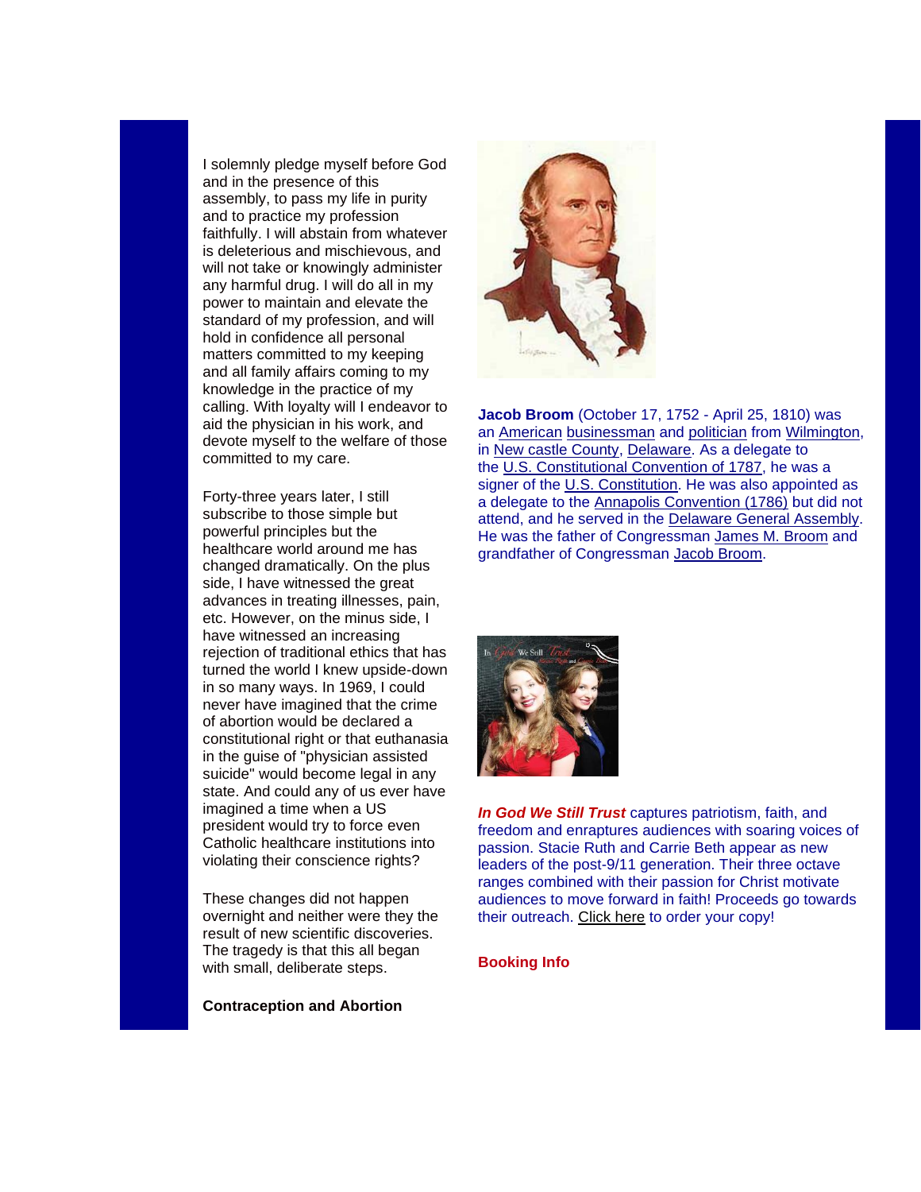I solemnly pledge myself before God and in the presence of this assembly, to pass my life in purity and to practice my profession faithfully. I will abstain from whatever is deleterious and mischievous, and will not take or knowingly administer any harmful drug. I will do all in my power to maintain and elevate the standard of my profession, and will hold in confidence all personal matters committed to my keeping and all family affairs coming to my knowledge in the practice of my calling. With loyalty will I endeavor to aid the physician in his work, and devote myself to the welfare of those committed to my care.

Forty-three years later, I still subscribe to those simple but powerful principles but the healthcare world around me has changed dramatically. On the plus side, I have witnessed the great advances in treating illnesses, pain, etc. However, on the minus side, I have witnessed an increasing rejection of traditional ethics that has turned the world I knew upside-down in so many ways. In 1969, I could never have imagined that the crime of abortion would be declared a constitutional right or that euthanasia in the guise of "physician assisted suicide" would become legal in any state. And could any of us ever have imagined a time when a US president would try to force even Catholic healthcare institutions into violating their conscience rights?

These changes did not happen overnight and neither were they the result of new scientific discoveries. The tragedy is that this all began with small, deliberate steps.

**Contraception and Abortion**

**Jacob Broom** (October 17, 1752 - April 25, 1810) was an American businessman and politician from Wilmington, in New castle County, Delaware. As a delegate to the U.S. Constitutional Convention of 1787, he was a signer of the U.S. Constitution. He was also appointed as a delegate to the Annapolis Convention (1786) but did not attend, and he served in the Delaware General Assembly. He was the father of Congressman James M. Broom and grandfather of Congressman Jacob Broom.

***In God We Still Trust*** captures patriotism, faith, and freedom and enraptures audiences with soaring voices of passion. Stacie Ruth and Carrie Beth appear as new leaders of the post-9/11 generation. Their three octave ranges combined with their passion for Christ motivate audiences to move forward in faith! Proceeds go towards their outreach. Click here to order your copy!

**Booking Info**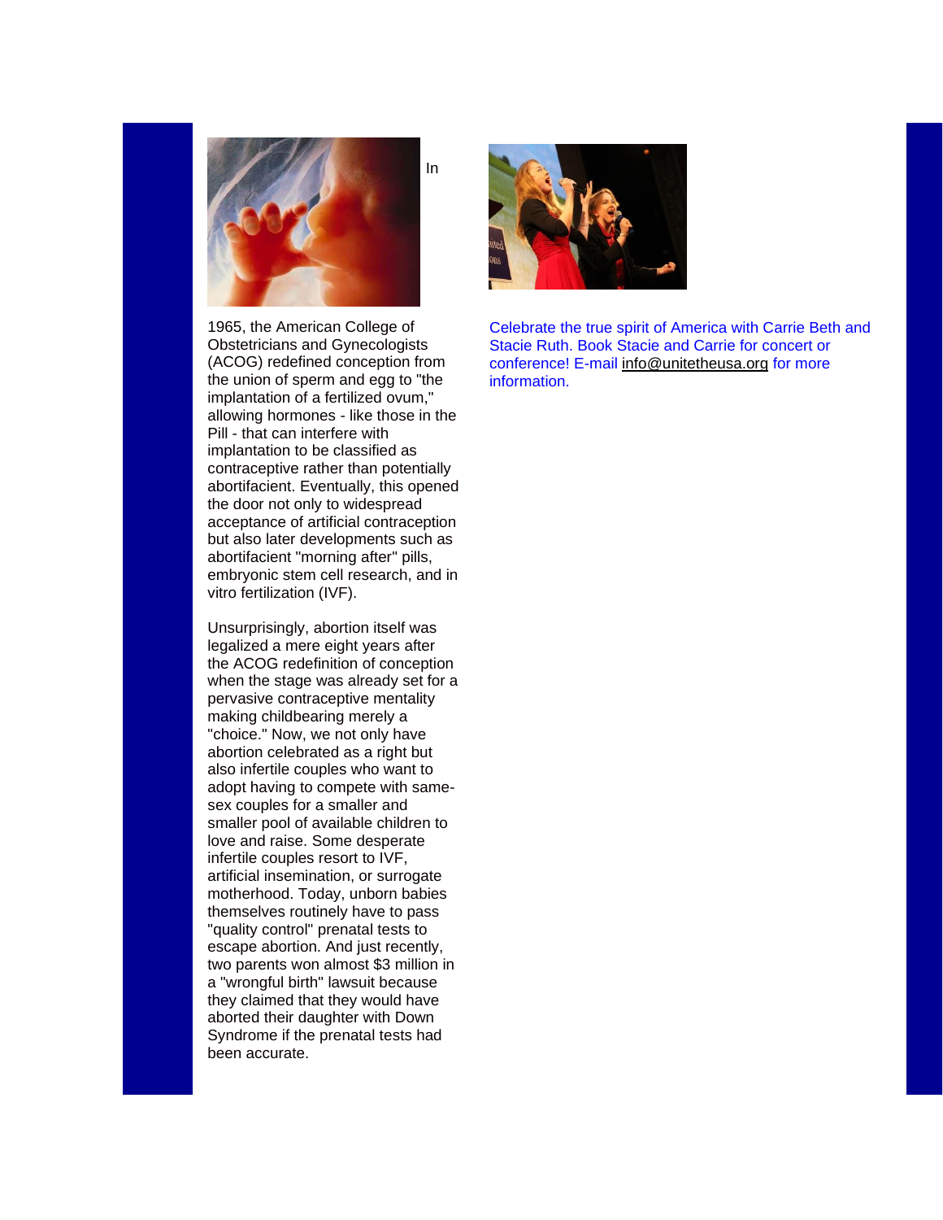In 1965, the American College of Obstetricians and Gynecologists (ACOG) redefined conception from the union of sperm and egg to "the implantation of a fertilized ovum," allowing hormones - like those in the Pill - that can interfere with implantation to be classified as contraceptive rather than potentially abortifacient. Eventually, this opened the door not only to widespread acceptance of artificial contraception but also later developments such as abortifacient "morning after" pills, embryonic stem cell research, and in vitro fertilization (IVF).

Unsurprisingly, abortion itself was legalized a mere eight years after the ACOG redefinition of conception when the stage was already set for a pervasive contraceptive mentality making childbearing merely a "choice." Now, we not only have abortion celebrated as a right but also infertile couples who want to adopt having to compete with same-sex couples for a smaller and smaller pool of available children to love and raise. Some desperate infertile couples resort to IVF, artificial insemination, or surrogate motherhood. Today, unborn babies themselves routinely have to pass "quality control" prenatal tests to escape abortion. And just recently, two parents won almost $3 million in a "wrongful birth" lawsuit because they claimed that they would have aborted their daughter with Down Syndrome if the prenatal tests had been accurate.

Celebrate the true spirit of America with Carrie Beth and Stacie Ruth. Book Stacie and Carrie for concert or conference! E-mail info@unitetheusa.org for more information.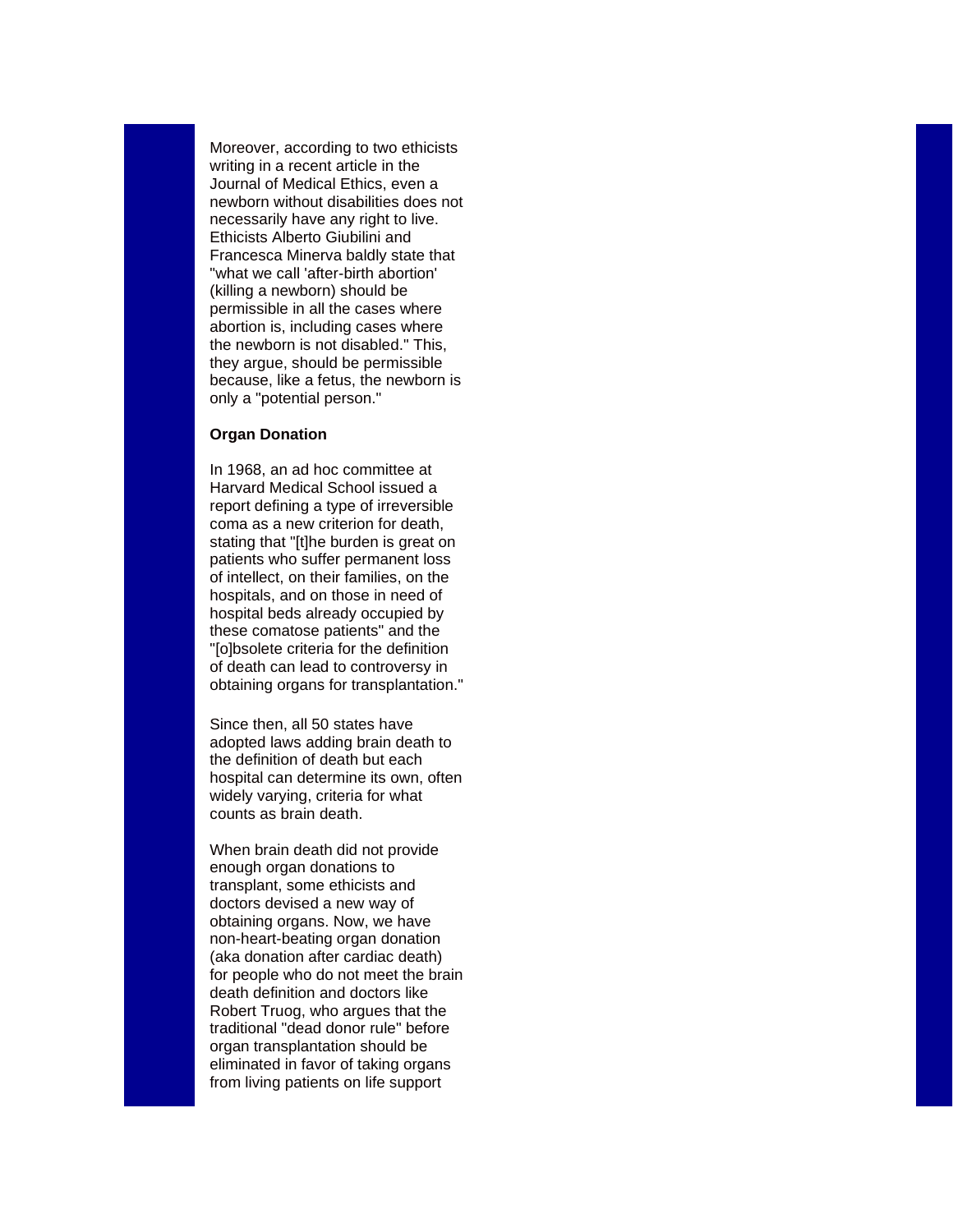Moreover, according to two ethicists writing in a recent article in the Journal of Medical Ethics, even a newborn without disabilities does not necessarily have any right to live. Ethicists Alberto Giubilini and Francesca Minerva baldly state that "what we call 'after-birth abortion' (killing a newborn) should be permissible in all the cases where abortion is, including cases where the newborn is not disabled." This, they argue, should be permissible because, like a fetus, the newborn is only a "potential person."

**Organ Donation**

In 1968, an ad hoc committee at Harvard Medical School issued a report defining a type of irreversible coma as a new criterion for death, stating that "[t]he burden is great on patients who suffer permanent loss of intellect, on their families, on the hospitals, and on those in need of hospital beds already occupied by these comatose patients" and the "[o]bsolete criteria for the definition of death can lead to controversy in obtaining organs for transplantation."

Since then, all 50 states have adopted laws adding brain death to the definition of death but each hospital can determine its own, often widely varying, criteria for what counts as brain death.

When brain death did not provide enough organ donations to transplant, some ethicists and doctors devised a new way of obtaining organs. Now, we have non-heart-beating organ donation (aka donation after cardiac death) for people who do not meet the brain death definition and doctors like Robert Truog, who argues that the traditional "dead donor rule" before organ transplantation should be eliminated in favor of taking organs from living patients on life support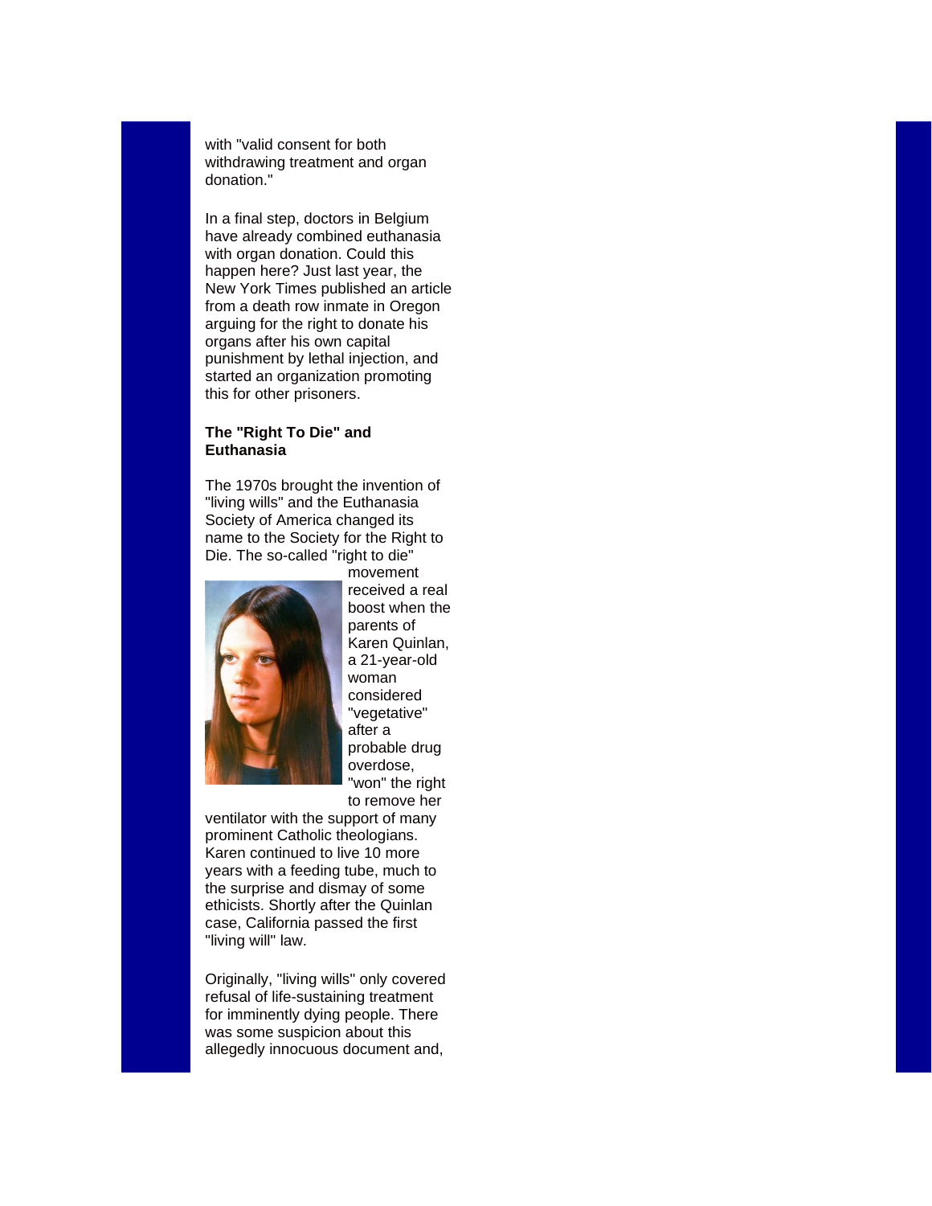with "valid consent for both withdrawing treatment and organ donation."

In a final step, doctors in Belgium have already combined euthanasia with organ donation. Could this happen here? Just last year, the New York Times published an article from a death row inmate in Oregon arguing for the right to donate his organs after his own capital punishment by lethal injection, and started an organization promoting this for other prisoners.

**The "Right To Die" and Euthanasia**

The 1970s brought the invention of "living wills" and the Euthanasia Society of America changed its name to the Society for the Right to Die. The so-called "right to die" movement received a real boost when the parents of Karen Quinlan, a 21-year-old woman considered "vegetative" after a probable drug overdose, "won" the right to remove her ventilator with the support of many prominent Catholic theologians. Karen continued to live 10 more years with a feeding tube, much to the surprise and dismay of some ethicists. Shortly after the Quinlan case, California passed the first "living will" law.

Originally, "living wills" only covered refusal of life-sustaining treatment for imminently dying people. There was some suspicion about this allegedly innocuous document and,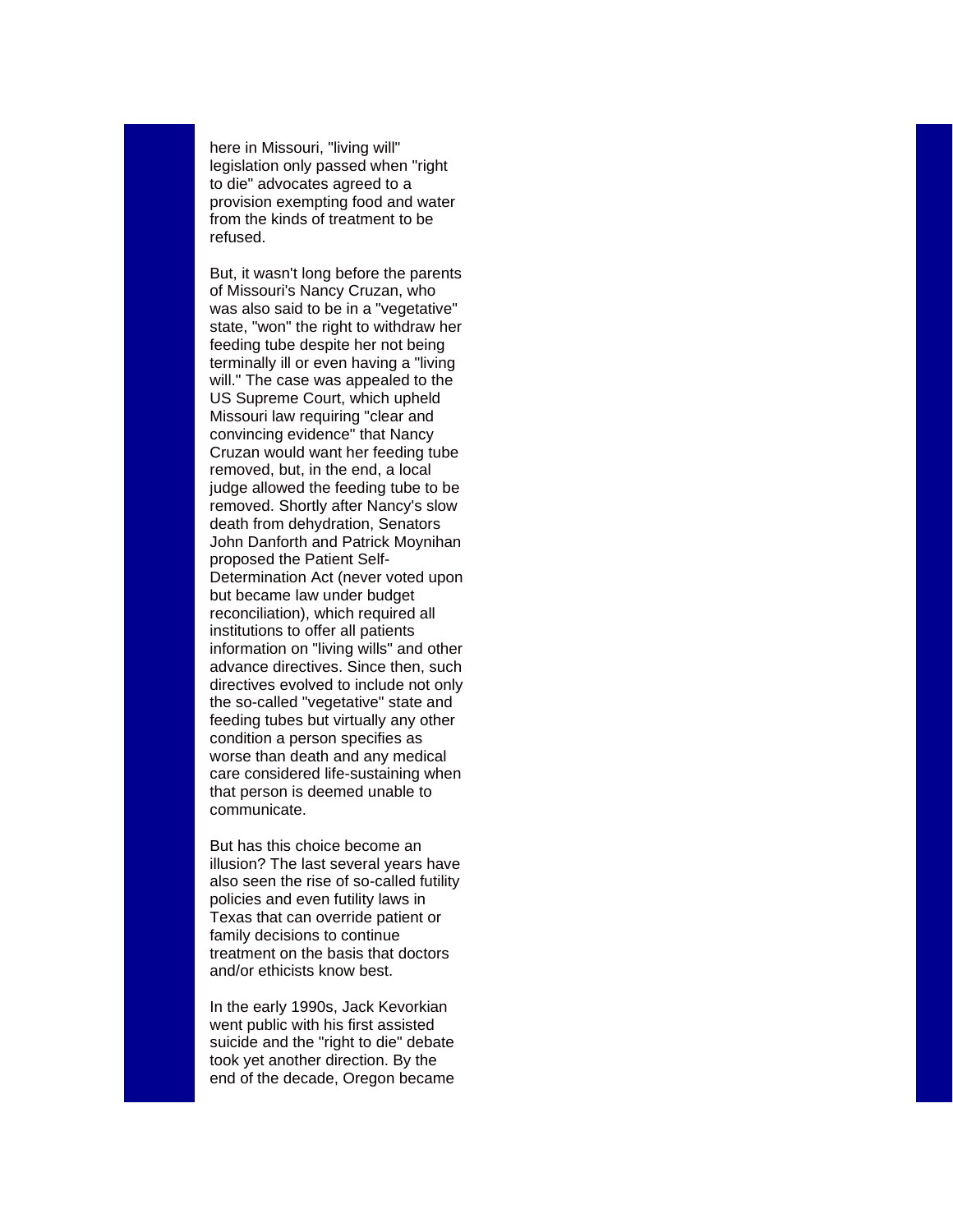here in Missouri, "living will" legislation only passed when "right to die" advocates agreed to a provision exempting food and water from the kinds of treatment to be refused.

But, it wasn't long before the parents of Missouri's Nancy Cruzan, who was also said to be in a "vegetative" state, "won" the right to withdraw her feeding tube despite her not being terminally ill or even having a "living will." The case was appealed to the US Supreme Court, which upheld Missouri law requiring "clear and convincing evidence" that Nancy Cruzan would want her feeding tube removed, but, in the end, a local judge allowed the feeding tube to be removed. Shortly after Nancy's slow death from dehydration, Senators John Danforth and Patrick Moynihan proposed the Patient Self-Determination Act (never voted upon but became law under budget reconciliation), which required all institutions to offer all patients information on "living wills" and other advance directives. Since then, such directives evolved to include not only the so-called "vegetative" state and feeding tubes but virtually any other condition a person specifies as worse than death and any medical care considered life-sustaining when that person is deemed unable to communicate.

But has this choice become an illusion? The last several years have also seen the rise of so-called futility policies and even futility laws in Texas that can override patient or family decisions to continue treatment on the basis that doctors and/or ethicists know best.

In the early 1990s, Jack Kevorkian went public with his first assisted suicide and the "right to die" debate took yet another direction. By the end of the decade, Oregon became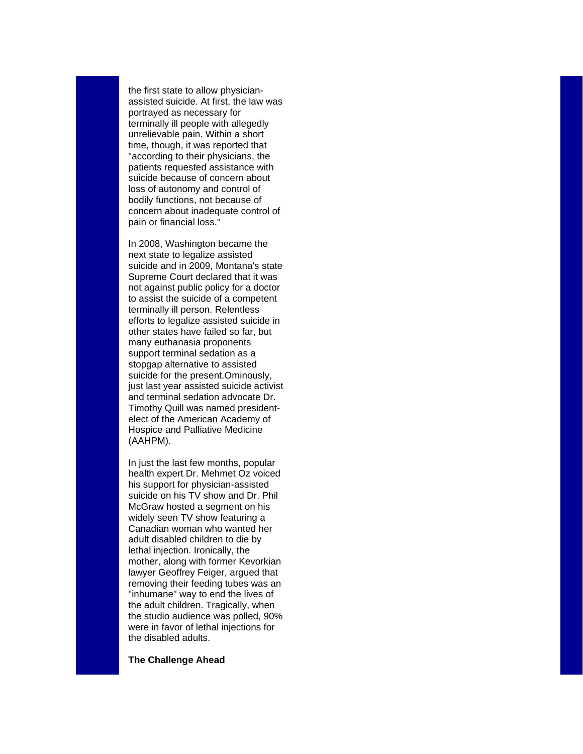the first state to allow physician-assisted suicide. At first, the law was portrayed as necessary for terminally ill people with allegedly unrelievable pain. Within a short time, though, it was reported that "according to their physicians, the patients requested assistance with suicide because of concern about loss of autonomy and control of bodily functions, not because of concern about inadequate control of pain or financial loss."

In 2008, Washington became the next state to legalize assisted suicide and in 2009, Montana's state Supreme Court declared that it was not against public policy for a doctor to assist the suicide of a competent terminally ill person. Relentless efforts to legalize assisted suicide in other states have failed so far, but many euthanasia proponents support terminal sedation as a stopgap alternative to assisted suicide for the present.Ominously, just last year assisted suicide activist and terminal sedation advocate Dr. Timothy Quill was named president-elect of the American Academy of Hospice and Palliative Medicine (AAHPM).

In just the last few months, popular health expert Dr. Mehmet Oz voiced his support for physician-assisted suicide on his TV show and Dr. Phil McGraw hosted a segment on his widely seen TV show featuring a Canadian woman who wanted her adult disabled children to die by lethal injection. Ironically, the mother, along with former Kevorkian lawyer Geoffrey Feiger, argued that removing their feeding tubes was an "inhumane" way to end the lives of the adult children. Tragically, when the studio audience was polled, 90% were in favor of lethal injections for the disabled adults.

**The Challenge Ahead**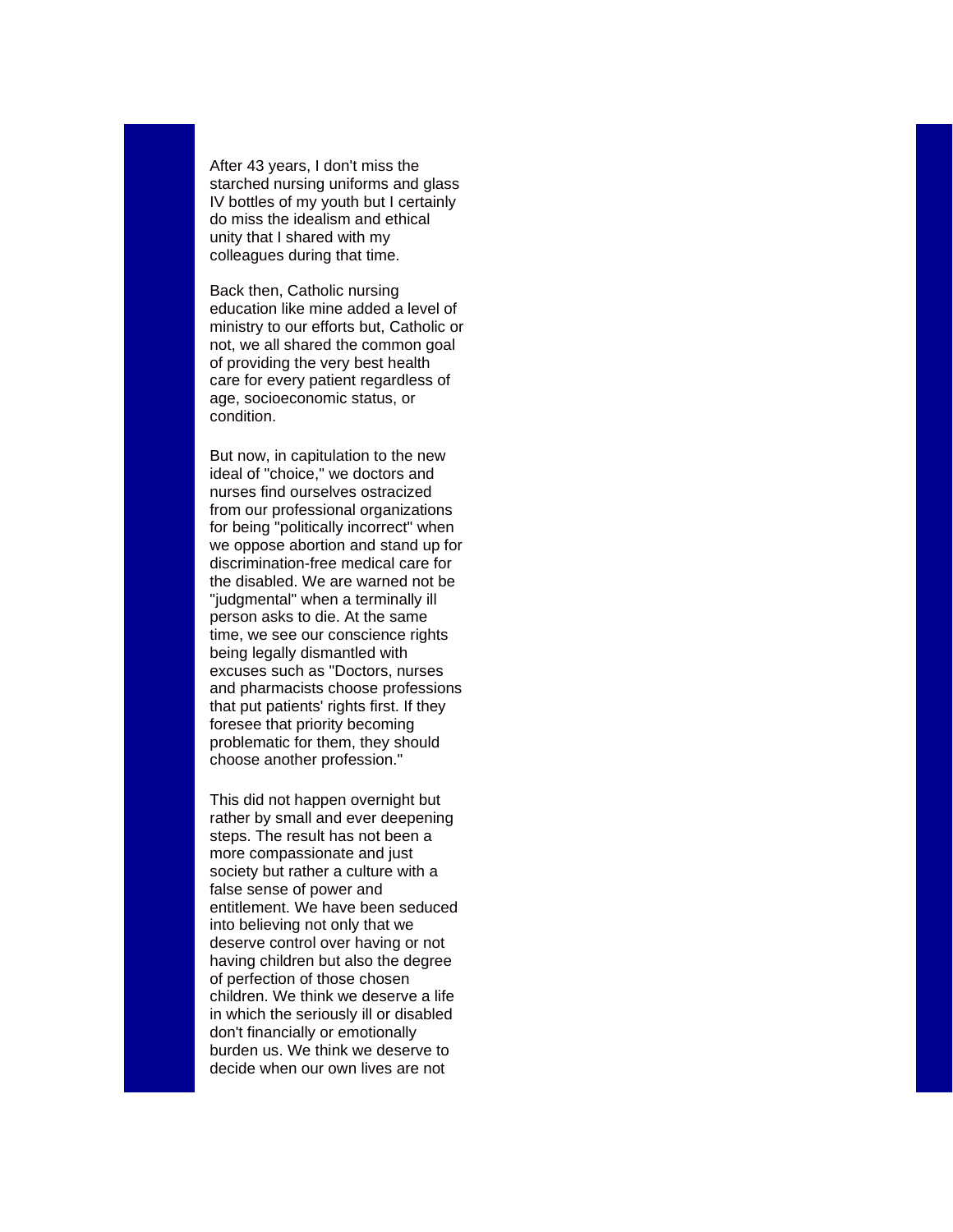After 43 years, I don't miss the starched nursing uniforms and glass IV bottles of my youth but I certainly do miss the idealism and ethical unity that I shared with my colleagues during that time.

Back then, Catholic nursing education like mine added a level of ministry to our efforts but, Catholic or not, we all shared the common goal of providing the very best health care for every patient regardless of age, socioeconomic status, or condition.

But now, in capitulation to the new ideal of "choice," we doctors and nurses find ourselves ostracized from our professional organizations for being "politically incorrect" when we oppose abortion and stand up for discrimination-free medical care for the disabled. We are warned not be "judgmental" when a terminally ill person asks to die. At the same time, we see our conscience rights being legally dismantled with excuses such as "Doctors, nurses and pharmacists choose professions that put patients' rights first. If they foresee that priority becoming problematic for them, they should choose another profession."

This did not happen overnight but rather by small and ever deepening steps. The result has not been a more compassionate and just society but rather a culture with a false sense of power and entitlement. We have been seduced into believing not only that we deserve control over having or not having children but also the degree of perfection of those chosen children. We think we deserve a life in which the seriously ill or disabled don't financially or emotionally burden us. We think we deserve to decide when our own lives are not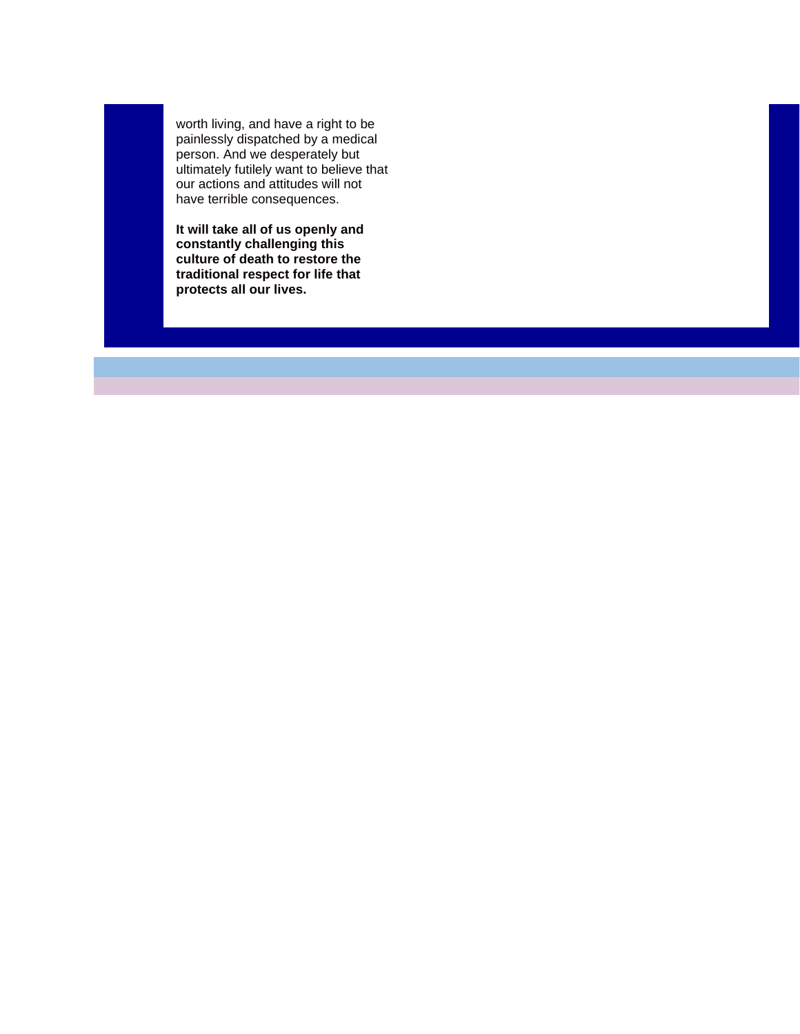worth living, and have a right to be painlessly dispatched by a medical person. And we desperately but ultimately futilely want to believe that our actions and attitudes will not have terrible consequences.

**It will take all of us openly and constantly challenging this culture of death to restore the traditional respect for life that protects all our lives.**